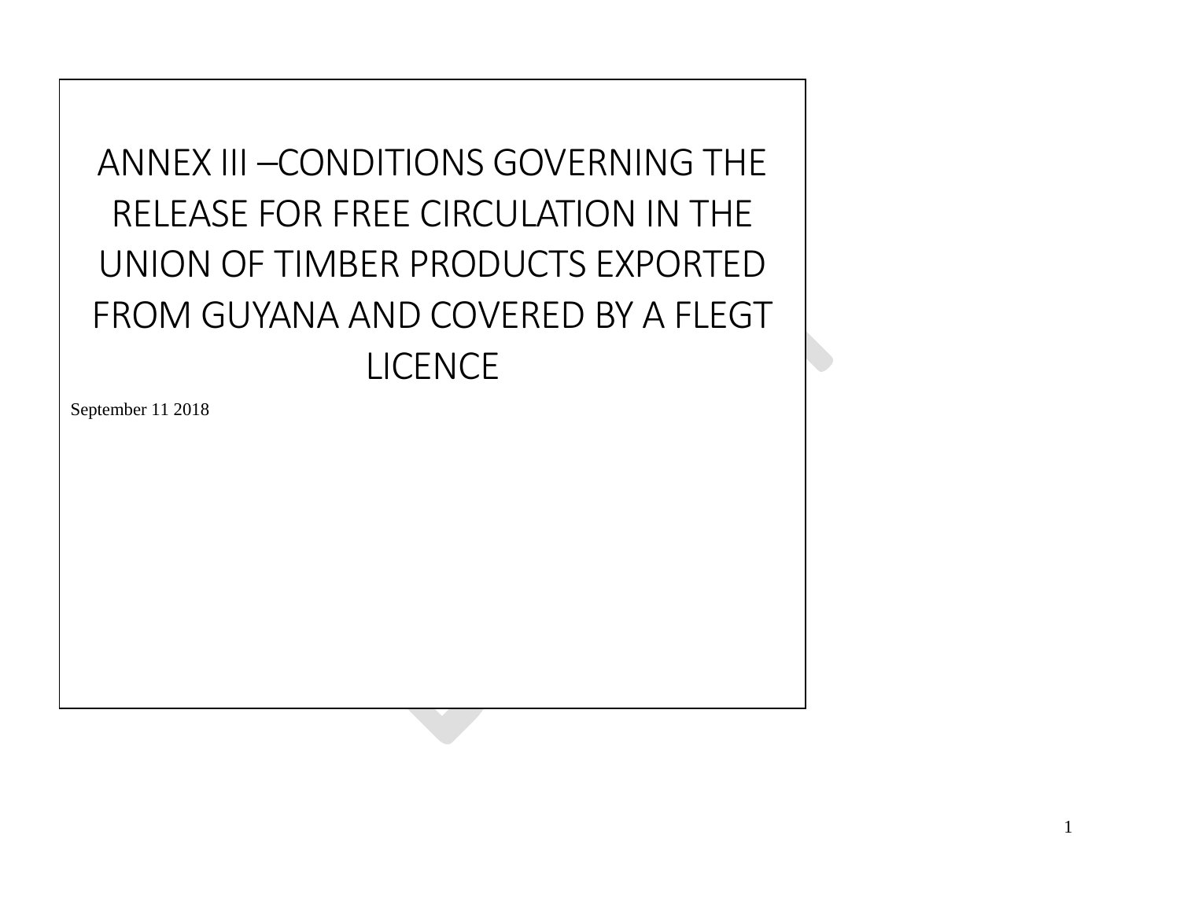# ANNEX III –CONDITIONS GOVERNING THE RELEASE FOR FREE CIRCULATION IN THE UNION OF TIMBER PRODUCTS EXPORTED FROM GUYANA AND COVERED BY A FLEGT LICENCE

September 11 2018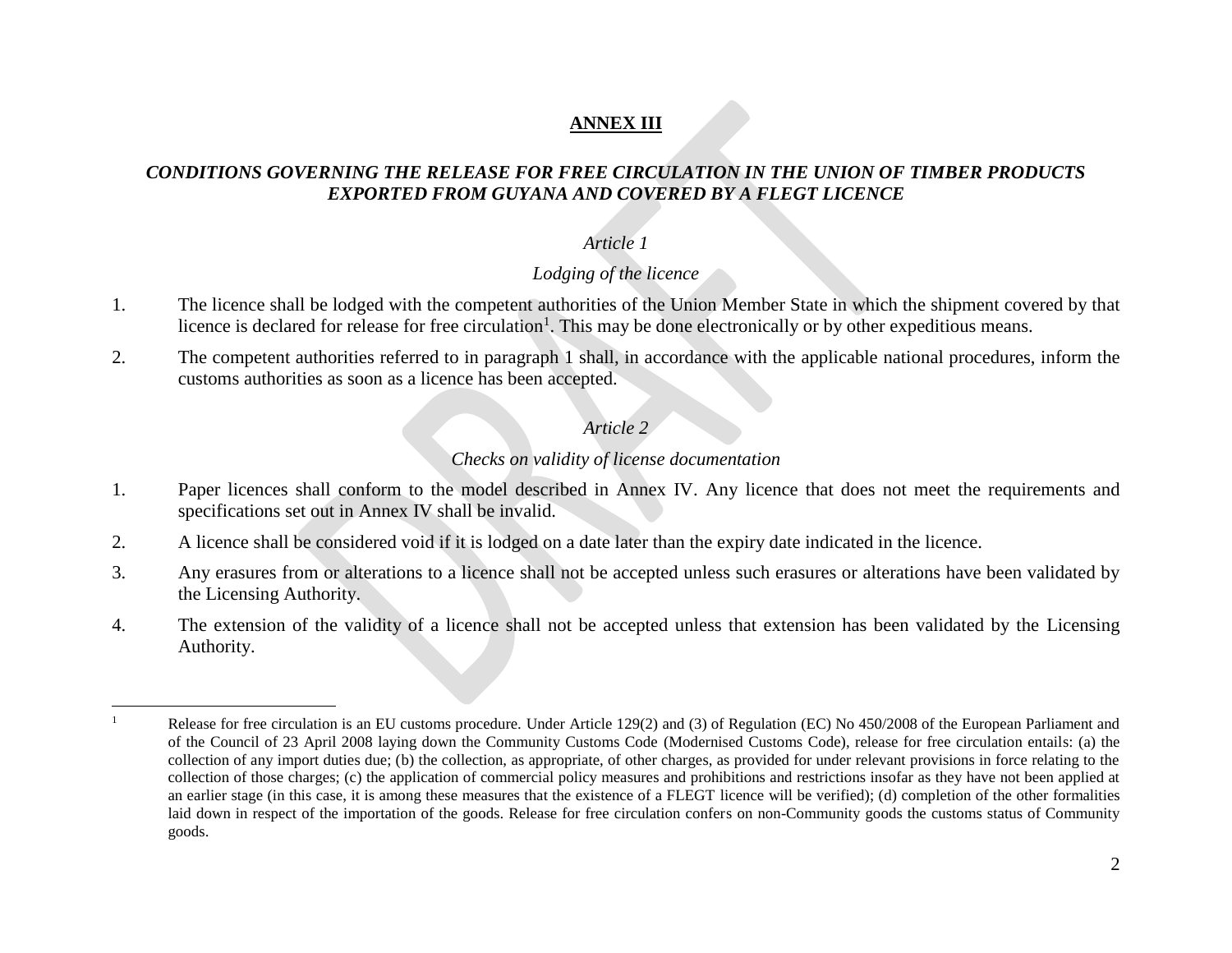# ANNEX III

## *CONDITIONS GOVERNING THE RELEASE FOR FREE CIRCULATION IN THE UNION OF TIMBER PRODUCTS EXPORTED FROM GUYANA AND COVERED BY A FLEGT LICENCE*

### *Article 1*

### *Lodging of the licence*

1. The licence shall be lodged with the competent authorities of the Union Member State in which the shipment covered by that licence is declared for release for free circulation[1]. This may be done electronically or by other expeditious means.

2. The competent authorities referred to in paragraph 1 shall, in accordance with the applicable national procedures, inform the customs authorities as soon as a licence has been accepted.

### *Article 2*

### *Checks on validity of license documentation*

1. Paper licences shall conform to the model described in Annex IV. Any licence that does not meet the requirements and specifications set out in Annex IV shall be invalid.

2. A licence shall be considered void if it is lodged on a date later than the expiry date indicated in the licence.

3. Any erasures from or alterations to a licence shall not be accepted unless such erasures or alterations have been validated by the Licensing Authority.

4. The extension of the validity of a licence shall not be accepted unless that extension has been validated by the Licensing Authority.

---

[1] Release for free circulation is an EU customs procedure. Under Article 129(2) and (3) of Regulation (EC) No 450/2008 of the European Parliament and of the Council of 23 April 2008 laying down the Community Customs Code (Modernised Customs Code), release for free circulation entails: (a) the collection of any import duties due; (b) the collection, as appropriate, of other charges, as provided for under relevant provisions in force relating to the collection of those charges; (c) the application of commercial policy measures and prohibitions and restrictions insofar as they have not been applied at an earlier stage (in this case, it is among these measures that the existence of a FLEGT licence will be verified); (d) completion of the other formalities laid down in respect of the importation of the goods. Release for free circulation confers on non-Community goods the customs status of Community goods.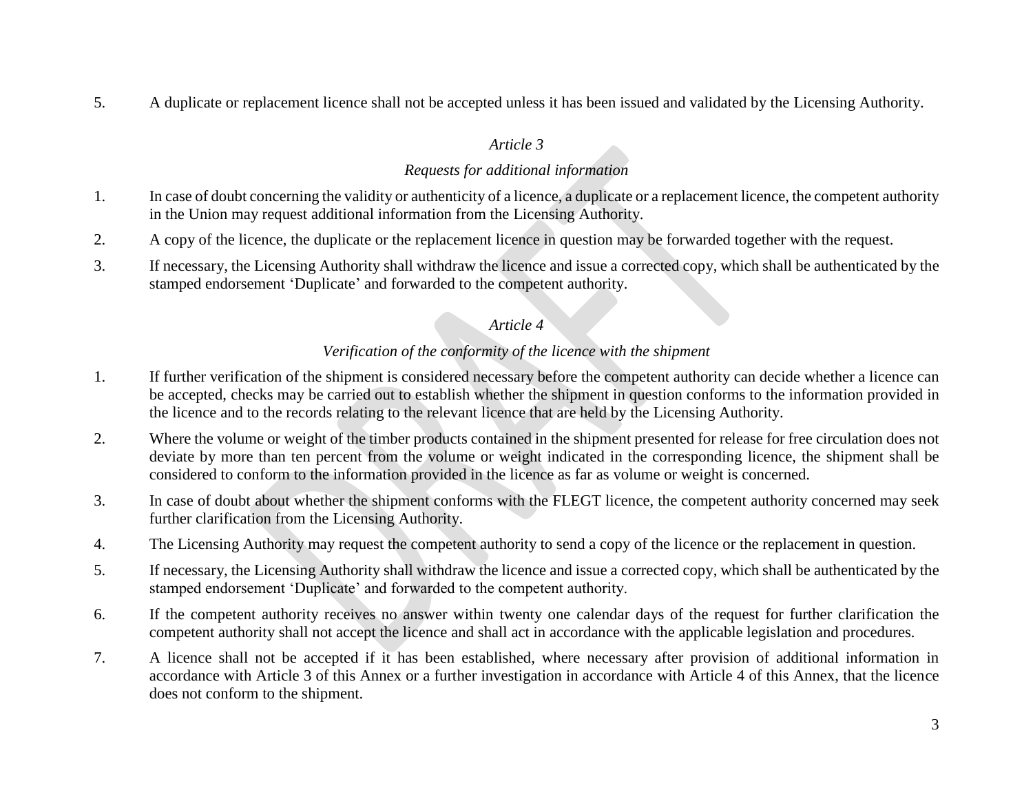5. A duplicate or replacement licence shall not be accepted unless it has been issued and validated by the Licensing Authority.

*Article 3*

*Requests for additional information*

1. In case of doubt concerning the validity or authenticity of a licence, a duplicate or a replacement licence, the competent authority in the Union may request additional information from the Licensing Authority.

2. A copy of the licence, the duplicate or the replacement licence in question may be forwarded together with the request.

3. If necessary, the Licensing Authority shall withdraw the licence and issue a corrected copy, which shall be authenticated by the stamped endorsement 'Duplicate' and forwarded to the competent authority.

*Article 4*

*Verification of the conformity of the licence with the shipment*

1. If further verification of the shipment is considered necessary before the competent authority can decide whether a licence can be accepted, checks may be carried out to establish whether the shipment in question conforms to the information provided in the licence and to the records relating to the relevant licence that are held by the Licensing Authority.

2. Where the volume or weight of the timber products contained in the shipment presented for release for free circulation does not deviate by more than ten percent from the volume or weight indicated in the corresponding licence, the shipment shall be considered to conform to the information provided in the licence as far as volume or weight is concerned.

3. In case of doubt about whether the shipment conforms with the FLEGT licence, the competent authority concerned may seek further clarification from the Licensing Authority.

4. The Licensing Authority may request the competent authority to send a copy of the licence or the replacement in question.

5. If necessary, the Licensing Authority shall withdraw the licence and issue a corrected copy, which shall be authenticated by the stamped endorsement 'Duplicate' and forwarded to the competent authority.

6. If the competent authority receives no answer within twenty one calendar days of the request for further clarification the competent authority shall not accept the licence and shall act in accordance with the applicable legislation and procedures.

7. A licence shall not be accepted if it has been established, where necessary after provision of additional information in accordance with Article 3 of this Annex or a further investigation in accordance with Article 4 of this Annex, that the licence does not conform to the shipment.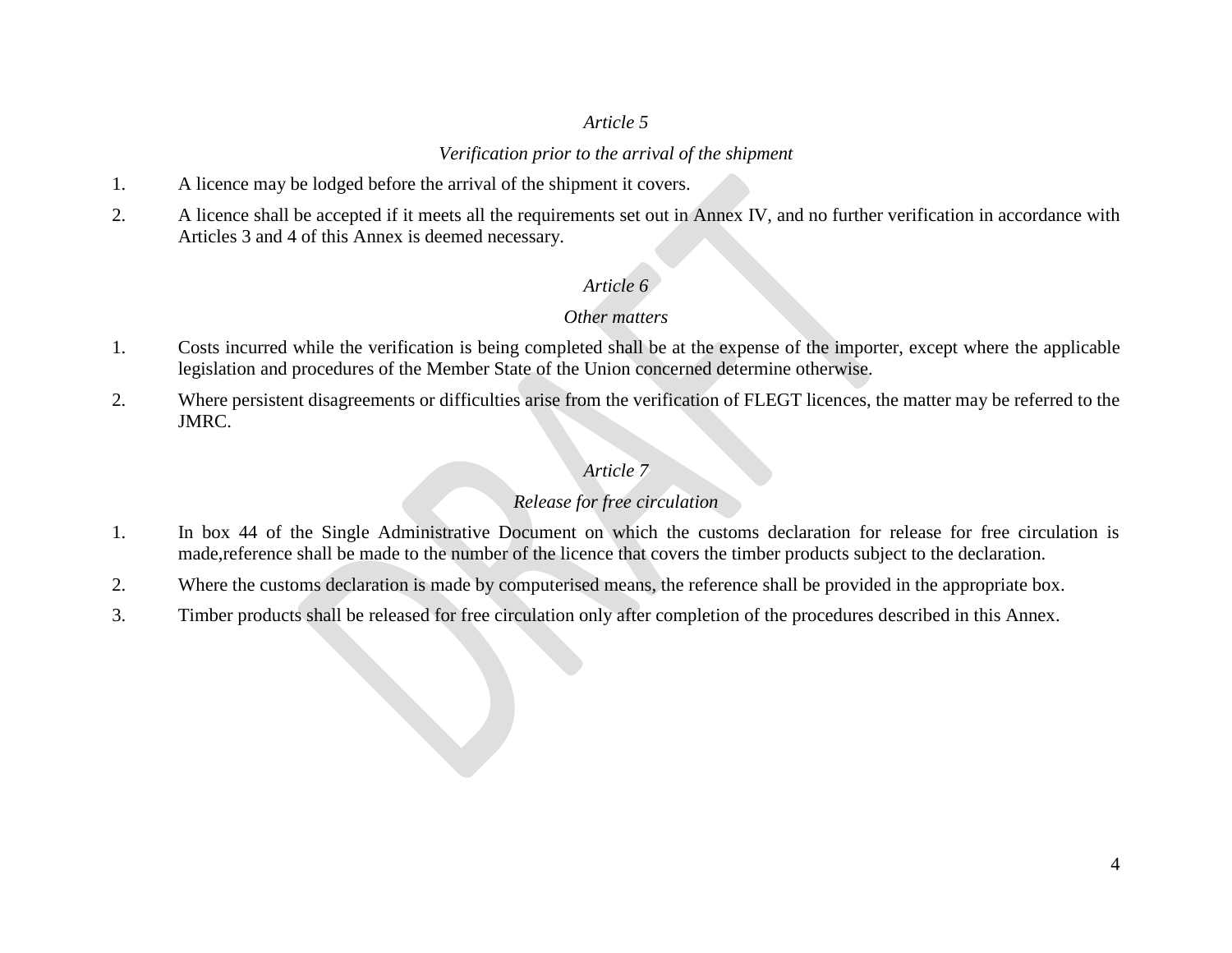*Article 5*

*Verification prior to the arrival of the shipment*

1. A licence may be lodged before the arrival of the shipment it covers.

2. A licence shall be accepted if it meets all the requirements set out in Annex IV, and no further verification in accordance with Articles 3 and 4 of this Annex is deemed necessary.

*Article 6*

*Other matters*

1. Costs incurred while the verification is being completed shall be at the expense of the importer, except where the applicable legislation and procedures of the Member State of the Union concerned determine otherwise.

2. Where persistent disagreements or difficulties arise from the verification of FLEGT licences, the matter may be referred to the JMRC.

*Article 7*

*Release for free circulation*

1. In box 44 of the Single Administrative Document on which the customs declaration for release for free circulation is made,reference shall be made to the number of the licence that covers the timber products subject to the declaration.

2. Where the customs declaration is made by computerised means, the reference shall be provided in the appropriate box.

3. Timber products shall be released for free circulation only after completion of the procedures described in this Annex.